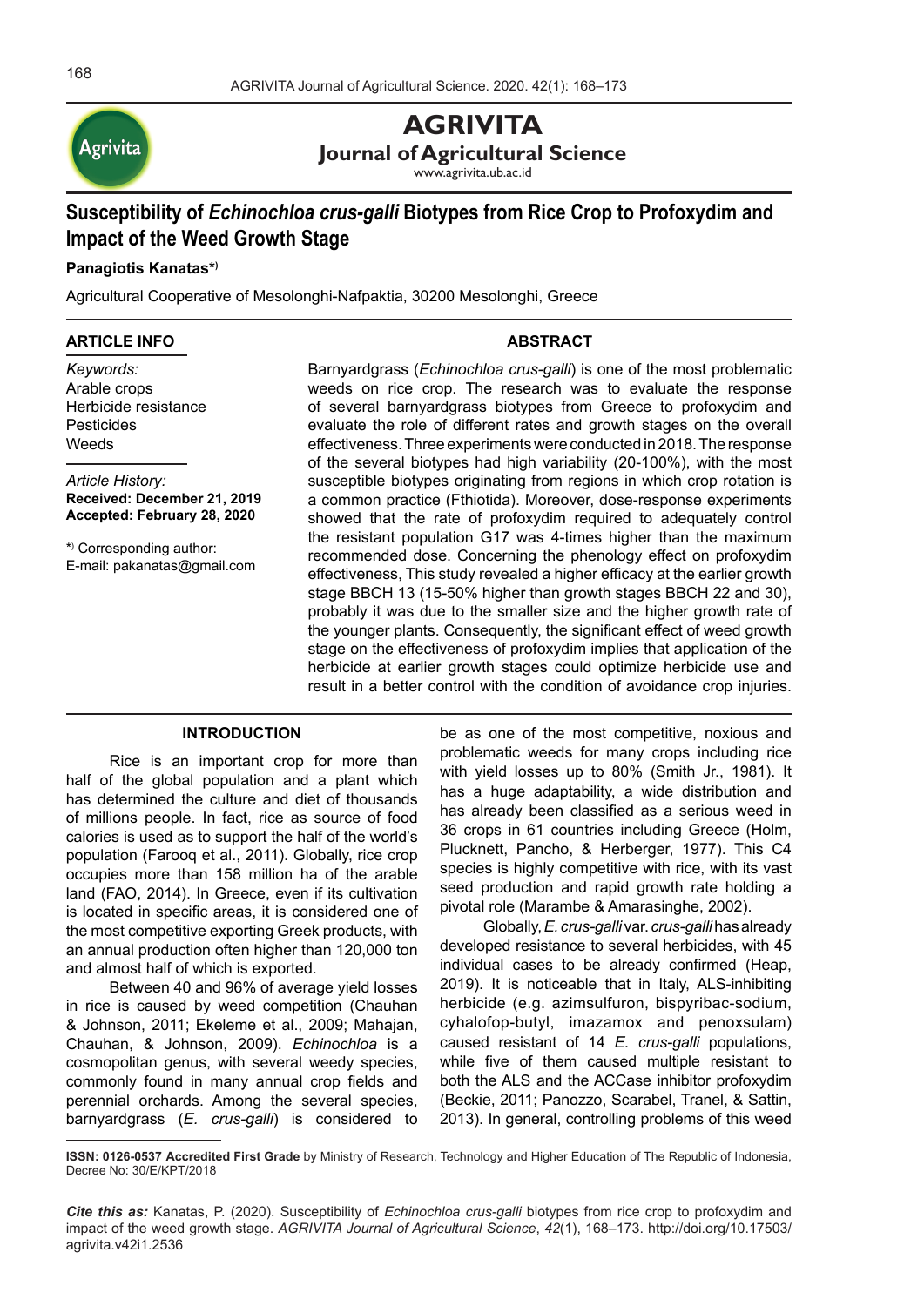# AGRIVITA

**Journal of Agricultural Science**

www.agrivita.ub.ac.id

# Susceptibility of *Echinochloa crus-galli* Biotypes from Rice Crop to Profoxydim and Impact of the Weed Growth Stage

**Panagiotis Kanatas*)**

Agricultural Cooperative of Mesolonghi-Nafpaktia, 30200 Mesolonghi, Greece

## ARTICLE INFO

*Keywords:*
Arable crops
Herbicide resistance
Pesticides
Weeds

*Article History:*
**Received: December 21, 2019**
**Accepted: February 28, 2020**

*) Corresponding author:
E-mail: pakanatas@gmail.com

## ABSTRACT

Barnyardgrass (*Echinochloa crus-galli*) is one of the most problematic weeds on rice crop. The research was to evaluate the response of several barnyardgrass biotypes from Greece to profoxydim and evaluate the role of different rates and growth stages on the overall effectiveness. Three experiments were conducted in 2018. The response of the several biotypes had high variability (20-100%), with the most susceptible biotypes originating from regions in which crop rotation is a common practice (Fthiotida). Moreover, dose-response experiments showed that the rate of profoxydim required to adequately control the resistant population G17 was 4-times higher than the maximum recommended dose. Concerning the phenology effect on profoxydim effectiveness, This study revealed a higher efficacy at the earlier growth stage BBCH 13 (15-50% higher than growth stages BBCH 22 and 30), probably it was due to the smaller size and the higher growth rate of the younger plants. Consequently, the significant effect of weed growth stage on the effectiveness of profoxydim implies that application of the herbicide at earlier growth stages could optimize herbicide use and result in a better control with the condition of avoidance crop injuries.

## INTRODUCTION

Rice is an important crop for more than half of the global population and a plant which has determined the culture and diet of thousands of millions people. In fact, rice as source of food calories is used as to support the half of the world's population (Farooq et al., 2011). Globally, rice crop occupies more than 158 million ha of the arable land (FAO, 2014). In Greece, even if its cultivation is located in specific areas, it is considered one of the most competitive exporting Greek products, with an annual production often higher than 120,000 ton and almost half of which is exported.

Between 40 and 96% of average yield losses in rice is caused by weed competition (Chauhan & Johnson, 2011; Ekeleme et al., 2009; Mahajan, Chauhan, & Johnson, 2009). *Echinochloa* is a cosmopolitan genus, with several weedy species, commonly found in many annual crop fields and perennial orchards. Among the several species, barnyardgrass (*E. crus-galli*) is considered to be as one of the most competitive, noxious and problematic weeds for many crops including rice with yield losses up to 80% (Smith Jr., 1981). It has a huge adaptability, a wide distribution and has already been classified as a serious weed in 36 crops in 61 countries including Greece (Holm, Plucknett, Pancho, & Herberger, 1977). This C4 species is highly competitive with rice, with its vast seed production and rapid growth rate holding a pivotal role (Marambe & Amarasinghe, 2002).

Globally, *E. crus-galli* var. *crus-galli* has already developed resistance to several herbicides, with 45 individual cases to be already confirmed (Heap, 2019). It is noticeable that in Italy, ALS-inhibiting herbicide (e.g. azimsulfuron, bispyribac-sodium, cyhalofop-butyl, imazamox and penoxsulam) caused resistant of 14 *E. crus-galli* populations, while five of them caused multiple resistant to both the ALS and the ACCase inhibitor profoxydim (Beckie, 2011; Panozzo, Scarabel, Tranel, & Sattin, 2013). In general, controlling problems of this weed

**ISSN: 0126-0537 Accredited First Grade** by Ministry of Research, Technology and Higher Education of The Republic of Indonesia, Decree No: 30/E/KPT/2018

***Cite this as:*** Kanatas, P. (2020). Susceptibility of *Echinochloa crus-galli* biotypes from rice crop to profoxydim and impact of the weed growth stage. *AGRIVITA Journal of Agricultural Science*, *42*(1), 168–173. http://doi.org/10.17503/agrivita.v42i1.2536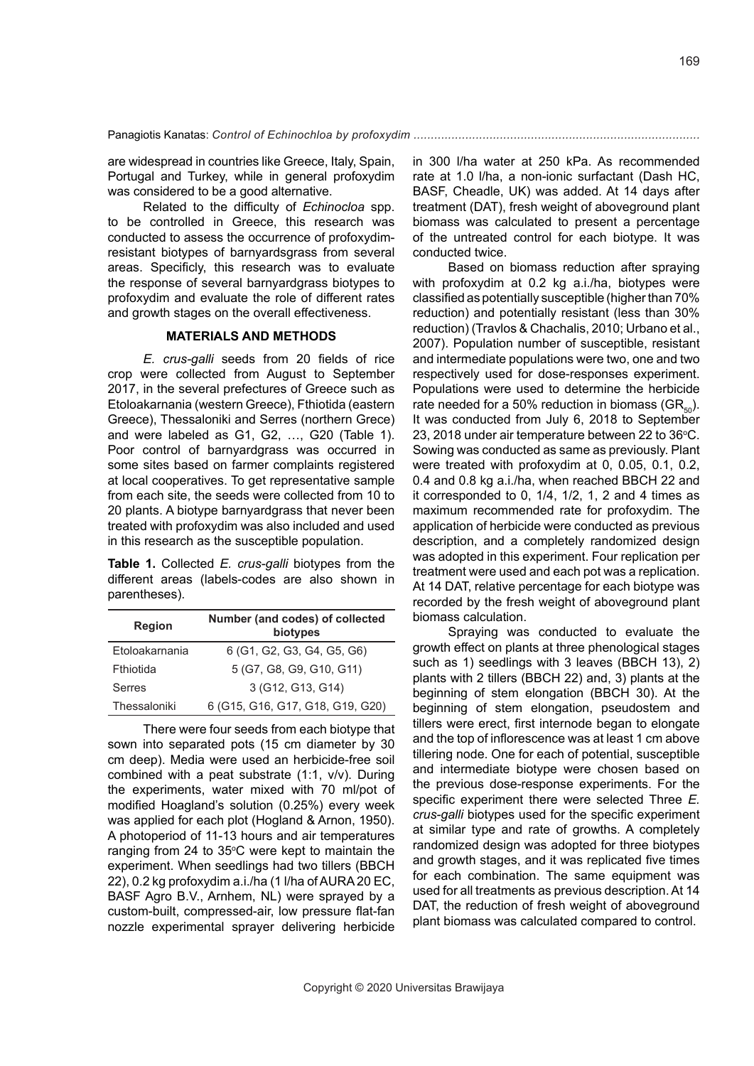are widespread in countries like Greece, Italy, Spain, Portugal and Turkey, while in general profoxydim was considered to be a good alternative.

Related to the difficulty of *Echinocloa* spp. to be controlled in Greece, this research was conducted to assess the occurrence of profoxydim-resistant biotypes of barnyardsgrass from several areas. Specificly, this research was to evaluate the response of several barnyardgrass biotypes to profoxydim and evaluate the role of different rates and growth stages on the overall effectiveness.

## MATERIALS AND METHODS

*E. crus-galli* seeds from 20 fields of rice crop were collected from August to September 2017, in the several prefectures of Greece such as Etoloakarnania (western Greece), Fthiotida (eastern Greece), Thessaloniki and Serres (northern Grece) and were labeled as G1, G2, …, G20 (Table 1). Poor control of barnyardgrass was occurred in some sites based on farmer complaints registered at local cooperatives. To get representative sample from each site, the seeds were collected from 10 to 20 plants. A biotype barnyardgrass that never been treated with profoxydim was also included and used in this research as the susceptible population.

**Table 1.** Collected *E. crus-galli* biotypes from the different areas (labels-codes are also shown in parentheses).

| Region | Number (and codes) of collected biotypes |
|---|---|
| Etoloakarnania | 6 (G1, G2, G3, G4, G5, G6) |
| Fthiotida | 5 (G7, G8, G9, G10, G11) |
| Serres | 3 (G12, G13, G14) |
| Thessaloniki | 6 (G15, G16, G17, G18, G19, G20) |

There were four seeds from each biotype that sown into separated pots (15 cm diameter by 30 cm deep). Media were used an herbicide-free soil combined with a peat substrate (1:1, v/v). During the experiments, water mixed with 70 ml/pot of modified Hoagland's solution (0.25%) every week was applied for each plot (Hogland & Arnon, 1950). A photoperiod of 11-13 hours and air temperatures ranging from 24 to 35°C were kept to maintain the experiment. When seedlings had two tillers (BBCH 22), 0.2 kg profoxydim a.i./ha (1 l/ha of AURA 20 EC, BASF Agro B.V., Arnhem, NL) were sprayed by a custom-built, compressed-air, low pressure flat-fan nozzle experimental sprayer delivering herbicide in 300 l/ha water at 250 kPa. As recommended rate at 1.0 l/ha, a non-ionic surfactant (Dash HC, BASF, Cheadle, UK) was added. At 14 days after treatment (DAT), fresh weight of aboveground plant biomass was calculated to present a percentage of the untreated control for each biotype. It was conducted twice.

Based on biomass reduction after spraying with profoxydim at 0.2 kg a.i./ha, biotypes were classified as potentially susceptible (higher than 70% reduction) and potentially resistant (less than 30% reduction) (Travlos & Chachalis, 2010; Urbano et al., 2007). Population number of susceptible, resistant and intermediate populations were two, one and two respectively used for dose-responses experiment. Populations were used to determine the herbicide rate needed for a 50% reduction in biomass ($GR_{50}$). It was conducted from July 6, 2018 to September 23, 2018 under air temperature between 22 to 36°C. Sowing was conducted as same as previously. Plant were treated with profoxydim at 0, 0.05, 0.1, 0.2, 0.4 and 0.8 kg a.i./ha, when reached BBCH 22 and it corresponded to 0, 1/4, 1/2, 1, 2 and 4 times as maximum recommended rate for profoxydim. The application of herbicide were conducted as previous description, and a completely randomized design was adopted in this experiment. Four replication per treatment were used and each pot was a replication. At 14 DAT, relative percentage for each biotype was recorded by the fresh weight of aboveground plant biomass calculation.

Spraying was conducted to evaluate the growth effect on plants at three phenological stages such as 1) seedlings with 3 leaves (BBCH 13), 2) plants with 2 tillers (BBCH 22) and, 3) plants at the beginning of stem elongation (BBCH 30). At the beginning of stem elongation, pseudostem and tillers were erect, first internode began to elongate and the top of inflorescence was at least 1 cm above tillering node. One for each of potential, susceptible and intermediate biotype were chosen based on the previous dose-response experiments. For the specific experiment there were selected Three *E. crus-galli* biotypes used for the specific experiment at similar type and rate of growths. A completely randomized design was adopted for three biotypes and growth stages, and it was replicated five times for each combination. The same equipment was used for all treatments as previous description. At 14 DAT, the reduction of fresh weight of aboveground plant biomass was calculated compared to control.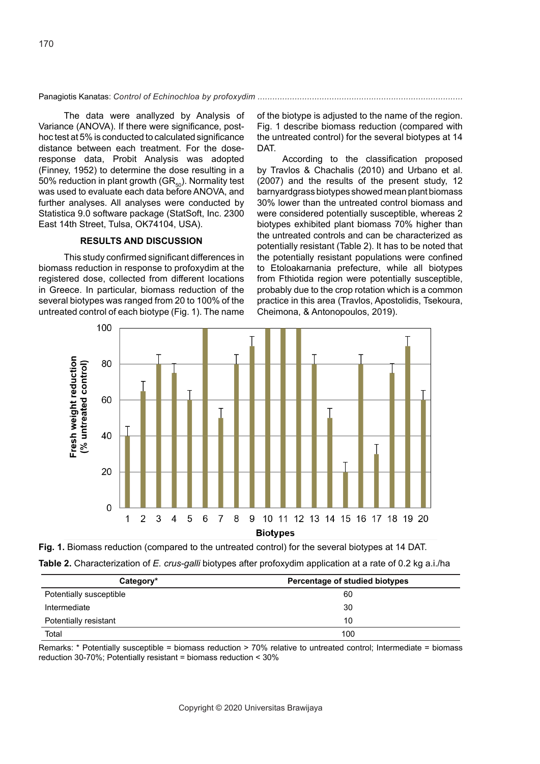The data were anallyzed by Analysis of Variance (ANOVA). If there were significance, post-hoc test at 5% is conducted to calculated significance distance between each treatment. For the dose-response data, Probit Analysis was adopted (Finney, 1952) to determine the dose resulting in a 50% reduction in plant growth ($GR_{50}$). Normality test was used to evaluate each data before ANOVA, and further analyses. All analyses were conducted by Statistica 9.0 software package (StatSoft, Inc. 2300 East 14th Street, Tulsa, OK74104, USA).

## RESULTS AND DISCUSSION

This study confirmed significant differences in biomass reduction in response to profoxydim at the registered dose, collected from different locations in Greece. In particular, biomass reduction of the several biotypes was ranged from 20 to 100% of the untreated control of each biotype (Fig. 1). The name of the biotype is adjusted to the name of the region. Fig. 1 describe biomass reduction (compared with the untreated control) for the several biotypes at 14 DAT.

According to the classification proposed by Travlos & Chachalis (2010) and Urbano et al. (2007) and the results of the present study, 12 barnyardgrass biotypes showed mean plant biomass 30% lower than the untreated control biomass and were considered potentially susceptible, whereas 2 biotypes exhibited plant biomass 70% higher than the untreated controls and can be characterized as potentially resistant (Table 2). It has to be noted that the potentially resistant populations were confined to Etoloakarnania prefecture, while all biotypes from Fthiotida region were potentially susceptible, probably due to the crop rotation which is a common practice in this area (Travlos, Apostolidis, Tsekoura, Cheimona, & Antonopoulos, 2019).

**Fig. 1.** Biomass reduction (compared to the untreated control) for the several biotypes at 14 DAT.

**Table 2.** Characterization of *E. crus-galli* biotypes after profoxydim application at a rate of 0.2 kg a.i./ha

| Category* | Percentage of studied biotypes |
|---|---|
| Potentially susceptible | 60 |
| Intermediate | 30 |
| Potentially resistant | 10 |
| Total | 100 |

Remarks: * Potentially susceptible = biomass reduction > 70% relative to untreated control; Intermediate = biomass reduction 30-70%; Potentially resistant = biomass reduction < 30%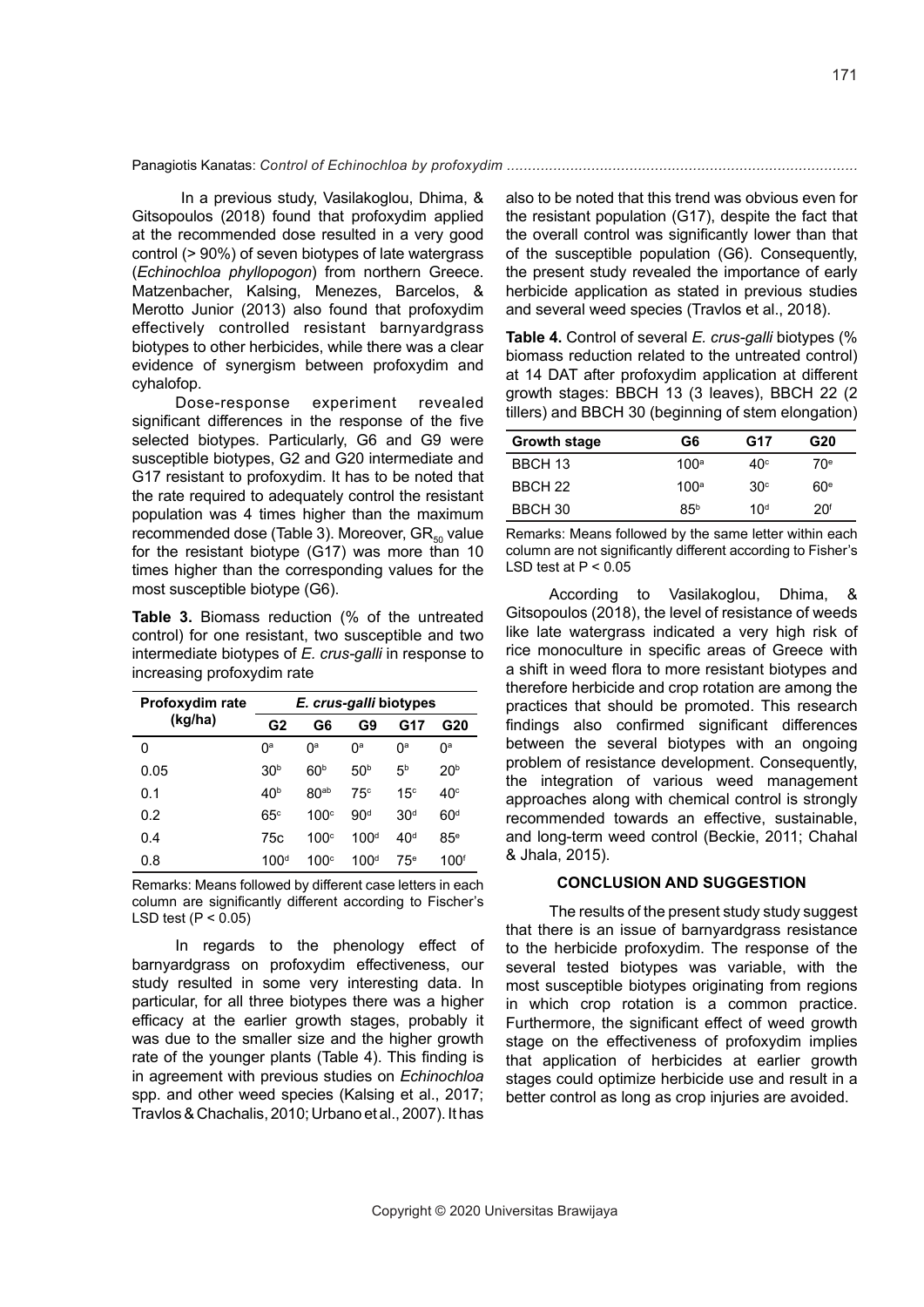In a previous study, Vasilakoglou, Dhima, & Gitsopoulos (2018) found that profoxydim applied at the recommended dose resulted in a very good control (> 90%) of seven biotypes of late watergrass (*Echinochloa phyllopogon*) from northern Greece. Matzenbacher, Kalsing, Menezes, Barcelos, & Merotto Junior (2013) also found that profoxydim effectively controlled resistant barnyardgrass biotypes to other herbicides, while there was a clear evidence of synergism between profoxydim and cyhalofop.

Dose-response experiment revealed significant differences in the response of the five selected biotypes. Particularly, G6 and G9 were susceptible biotypes, G2 and G20 intermediate and G17 resistant to profoxydim. It has to be noted that the rate required to adequately control the resistant population was 4 times higher than the maximum recommended dose (Table 3). Moreover, $GR_{50}$ value for the resistant biotype (G17) was more than 10 times higher than the corresponding values for the most susceptible biotype (G6).

**Table 3.** Biomass reduction (% of the untreated control) for one resistant, two susceptible and two intermediate biotypes of *E. crus-galli* in response to increasing profoxydim rate

| Profoxydim rate (kg/ha) | *E. crus-galli* biotypes | | | | |
|---|---|---|---|---|---|
| | G2 | G6 | G9 | G17 | G20 |
| 0 | $0^a$ | $0^a$ | $0^a$ | $0^a$ | $0^a$ |
| 0.05 | $30^b$ | $60^b$ | $50^b$ | $5^b$ | $20^b$ |
| 0.1 | $40^b$ | $80^{ab}$ | $75^c$ | $15^c$ | $40^c$ |
| 0.2 | $65^c$ | $100^c$ | $90^d$ | $30^d$ | $60^d$ |
| 0.4 | 75c | $100^c$ | $100^d$ | $40^d$ | $85^e$ |
| 0.8 | $100^d$ | $100^c$ | $100^d$ | $75^e$ | $100^f$ |

Remarks: Means followed by different case letters in each column are significantly different according to Fischer's LSD test ($P < 0.05$)

In regards to the phenology effect of barnyardgrass on profoxydim effectiveness, our study resulted in some very interesting data. In particular, for all three biotypes there was a higher efficacy at the earlier growth stages, probably it was due to the smaller size and the higher growth rate of the younger plants (Table 4). This finding is in agreement with previous studies on *Echinochloa* spp. and other weed species (Kalsing et al., 2017; Travlos & Chachalis, 2010; Urbano et al., 2007). It has also to be noted that this trend was obvious even for the resistant population (G17), despite the fact that the overall control was significantly lower than that of the susceptible population (G6). Consequently, the present study revealed the importance of early herbicide application as stated in previous studies and several weed species (Travlos et al., 2018).

**Table 4.** Control of several *E. crus-galli* biotypes (% biomass reduction related to the untreated control) at 14 DAT after profoxydim application at different growth stages: BBCH 13 (3 leaves), BBCH 22 (2 tillers) and BBCH 30 (beginning of stem elongation)

| Growth stage | G6 | G17 | G20 |
|---|---|---|---|
| BBCH 13 | $100^a$ | $40^c$ | $70^e$ |
| BBCH 22 | $100^a$ | $30^c$ | $60^e$ |
| BBCH 30 | $85^b$ | $10^d$ | $20^f$ |

Remarks: Means followed by the same letter within each column are not significantly different according to Fisher's LSD test at $P < 0.05$

According to Vasilakoglou, Dhima, & Gitsopoulos (2018), the level of resistance of weeds like late watergrass indicated a very high risk of rice monoculture in specific areas of Greece with a shift in weed flora to more resistant biotypes and therefore herbicide and crop rotation are among the practices that should be promoted. This research findings also confirmed significant differences between the several biotypes with an ongoing problem of resistance development. Consequently, the integration of various weed management approaches along with chemical control is strongly recommended towards an effective, sustainable, and long-term weed control (Beckie, 2011; Chahal & Jhala, 2015).

## CONCLUSION AND SUGGESTION

The results of the present study study suggest that there is an issue of barnyardgrass resistance to the herbicide profoxydim. The response of the several tested biotypes was variable, with the most susceptible biotypes originating from regions in which crop rotation is a common practice. Furthermore, the significant effect of weed growth stage on the effectiveness of profoxydim implies that application of herbicides at earlier growth stages could optimize herbicide use and result in a better control as long as crop injuries are avoided.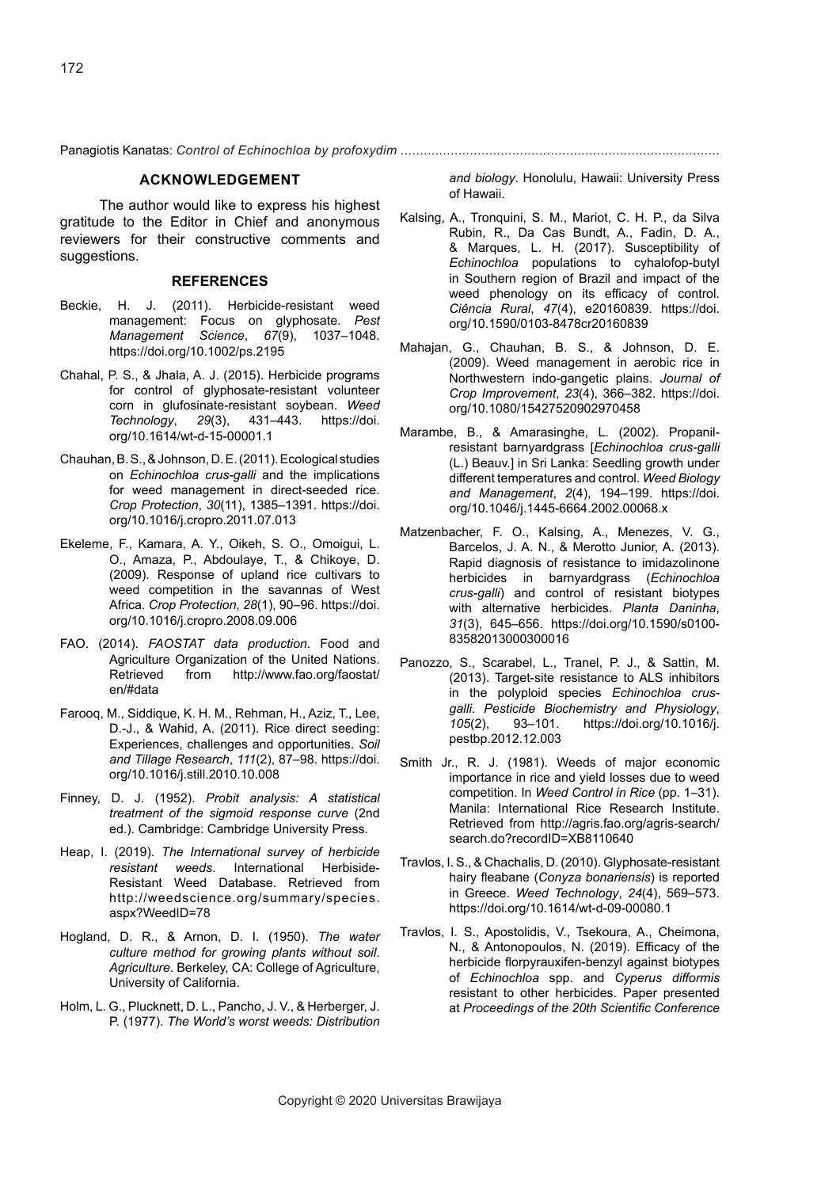## ACKNOWLEDGEMENT

The author would like to express his highest gratitude to the Editor in Chief and anonymous reviewers for their constructive comments and suggestions.

## REFERENCES

Beckie, H. J. (2011). Herbicide-resistant weed management: Focus on glyphosate. *Pest Management Science*, *67*(9), 1037–1048. https://doi.org/10.1002/ps.2195

Chahal, P. S., & Jhala, A. J. (2015). Herbicide programs for control of glyphosate-resistant volunteer corn in glufosinate-resistant soybean. *Weed Technology*, *29*(3), 431–443. https://doi.org/10.1614/wt-d-15-00001.1

Chauhan, B. S., & Johnson, D. E. (2011). Ecological studies on *Echinochloa crus-galli* and the implications for weed management in direct-seeded rice. *Crop Protection*, *30*(11), 1385–1391. https://doi.org/10.1016/j.cropro.2011.07.013

Ekeleme, F., Kamara, A. Y., Oikeh, S. O., Omoigui, L. O., Amaza, P., Abdoulaye, T., & Chikoye, D. (2009). Response of upland rice cultivars to weed competition in the savannas of West Africa. *Crop Protection*, *28*(1), 90–96. https://doi.org/10.1016/j.cropro.2008.09.006

FAO. (2014). *FAOSTAT data production*. Food and Agriculture Organization of the United Nations. Retrieved from http://www.fao.org/faostat/en/#data

Farooq, M., Siddique, K. H. M., Rehman, H., Aziz, T., Lee, D.-J., & Wahid, A. (2011). Rice direct seeding: Experiences, challenges and opportunities. *Soil and Tillage Research*, *111*(2), 87–98. https://doi.org/10.1016/j.still.2010.10.008

Finney, D. J. (1952). *Probit analysis: A statistical treatment of the sigmoid response curve* (2nd ed.). Cambridge: Cambridge University Press.

Heap, I. (2019). *The International survey of herbicide resistant weeds*. International Herbicide-Resistant Weed Database. Retrieved from http://weedscience.org/summary/species.aspx?WeedID=78

Hogland, D. R., & Arnon, D. I. (1950). *The water culture method for growing plants without soil. Agriculture*. Berkeley, CA: College of Agriculture, University of California.

Holm, L. G., Plucknett, D. L., Pancho, J. V., & Herberger, J. P. (1977). *The World's worst weeds: Distribution and biology*. Honolulu, Hawaii: University Press of Hawaii.

Kalsing, A., Tronquini, S. M., Mariot, C. H. P., da Silva Rubin, R., Da Cas Bundt, A., Fadin, D. A., & Marques, L. H. (2017). Susceptibility of *Echinochloa* populations to cyhalofop-butyl in Southern region of Brazil and impact of the weed phenology on its efficacy of control. *Ciência Rural*, *47*(4), e20160839. https://doi.org/10.1590/0103-8478cr20160839

Mahajan, G., Chauhan, B. S., & Johnson, D. E. (2009). Weed management in aerobic rice in Northwestern indo-gangetic plains. *Journal of Crop Improvement*, *23*(4), 366–382. https://doi.org/10.1080/15427520902970458

Marambe, B., & Amarasinghe, L. (2002). Propanil-resistant barnyardgrass [*Echinochloa crus-galli* (L.) Beauv.] in Sri Lanka: Seedling growth under different temperatures and control. *Weed Biology and Management*, *2*(4), 194–199. https://doi.org/10.1046/j.1445-6664.2002.00068.x

Matzenbacher, F. O., Kalsing, A., Menezes, V. G., Barcelos, J. A. N., & Merotto Junior, A. (2013). Rapid diagnosis of resistance to imidazolinone herbicides in barnyardgrass (*Echinochloa crus-galli*) and control of resistant biotypes with alternative herbicides. *Planta Daninha*, *31*(3), 645–656. https://doi.org/10.1590/s0100-83582013000300016

Panozzo, S., Scarabel, L., Tranel, P. J., & Sattin, M. (2013). Target-site resistance to ALS inhibitors in the polyploid species *Echinochloa crus-galli*. *Pesticide Biochemistry and Physiology*, *105*(2), 93–101. https://doi.org/10.1016/j.pestbp.2012.12.003

Smith Jr., R. J. (1981). Weeds of major economic importance in rice and yield losses due to weed competition. In *Weed Control in Rice* (pp. 1–31). Manila: International Rice Research Institute. Retrieved from http://agris.fao.org/agris-search/search.do?recordID=XB8110640

Travlos, I. S., & Chachalis, D. (2010). Glyphosate-resistant hairy fleabane (*Conyza bonariensis*) is reported in Greece. *Weed Technology*, *24*(4), 569–573. https://doi.org/10.1614/wt-d-09-00080.1

Travlos, I. S., Apostolidis, V., Tsekoura, A., Cheimona, N., & Antonopoulos, N. (2019). Efficacy of the herbicide florpyrauxifen-benzyl against biotypes of *Echinochloa* spp. and *Cyperus difformis* resistant to other herbicides. Paper presented at *Proceedings of the 20th Scientific Conference*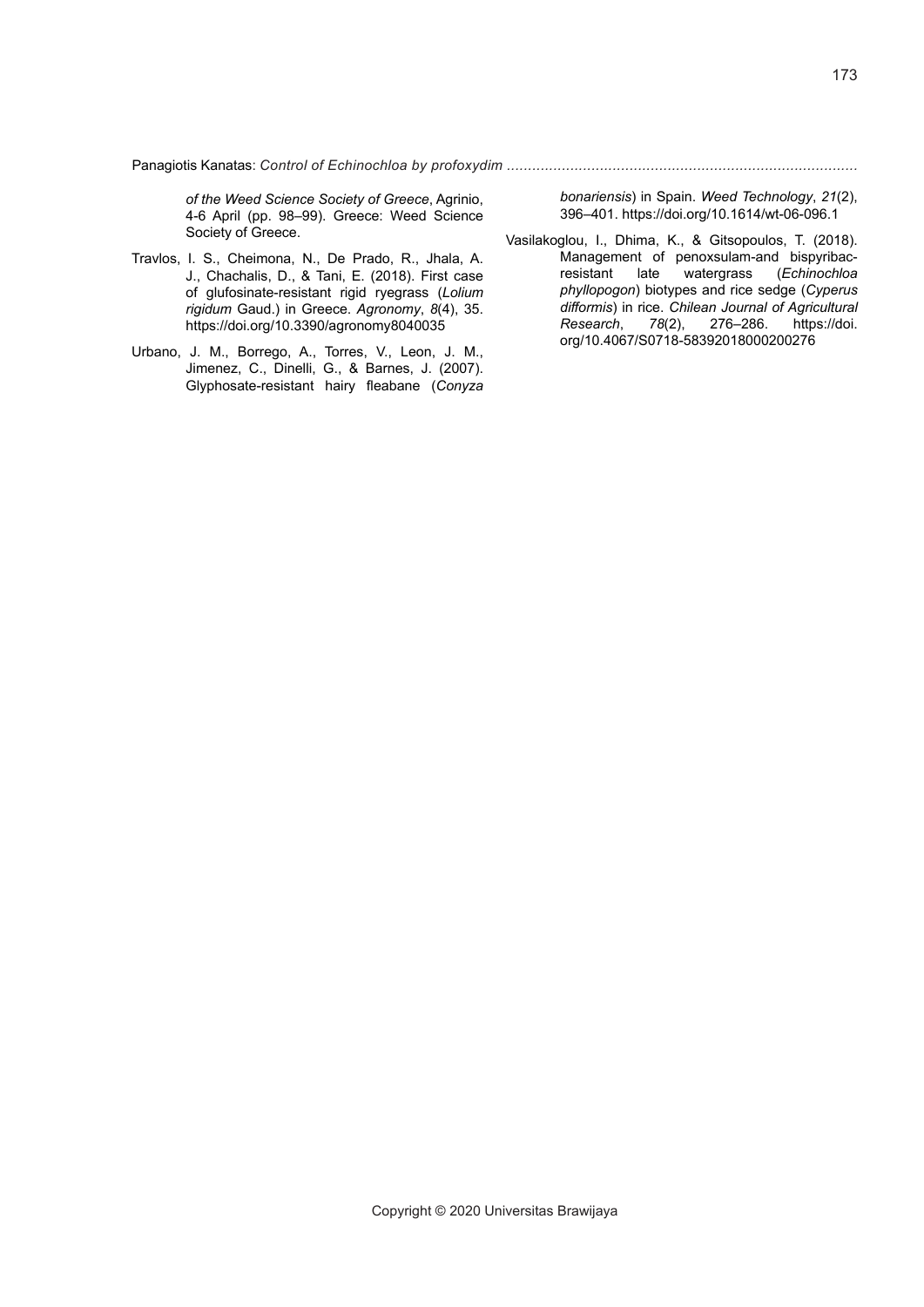*of the Weed Science Society of Greece*, Agrinio, 4-6 April (pp. 98–99). Greece: Weed Science Society of Greece.

Travlos, I. S., Cheimona, N., De Prado, R., Jhala, A. J., Chachalis, D., & Tani, E. (2018). First case of glufosinate-resistant rigid ryegrass (*Lolium rigidum* Gaud.) in Greece. *Agronomy*, *8*(4), 35. https://doi.org/10.3390/agronomy8040035

Urbano, J. M., Borrego, A., Torres, V., Leon, J. M., Jimenez, C., Dinelli, G., & Barnes, J. (2007). Glyphosate-resistant hairy fleabane (*Conyza bonariensis*) in Spain. *Weed Technology*, *21*(2), 396–401. https://doi.org/10.1614/wt-06-096.1

Vasilakoglou, I., Dhima, K., & Gitsopoulos, T. (2018). Management of penoxsulam-and bispyribac-resistant late watergrass (*Echinochloa phyllopogon*) biotypes and rice sedge (*Cyperus difformis*) in rice. *Chilean Journal of Agricultural Research*, *78*(2), 276–286. https://doi.org/10.4067/S0718-58392018000200276